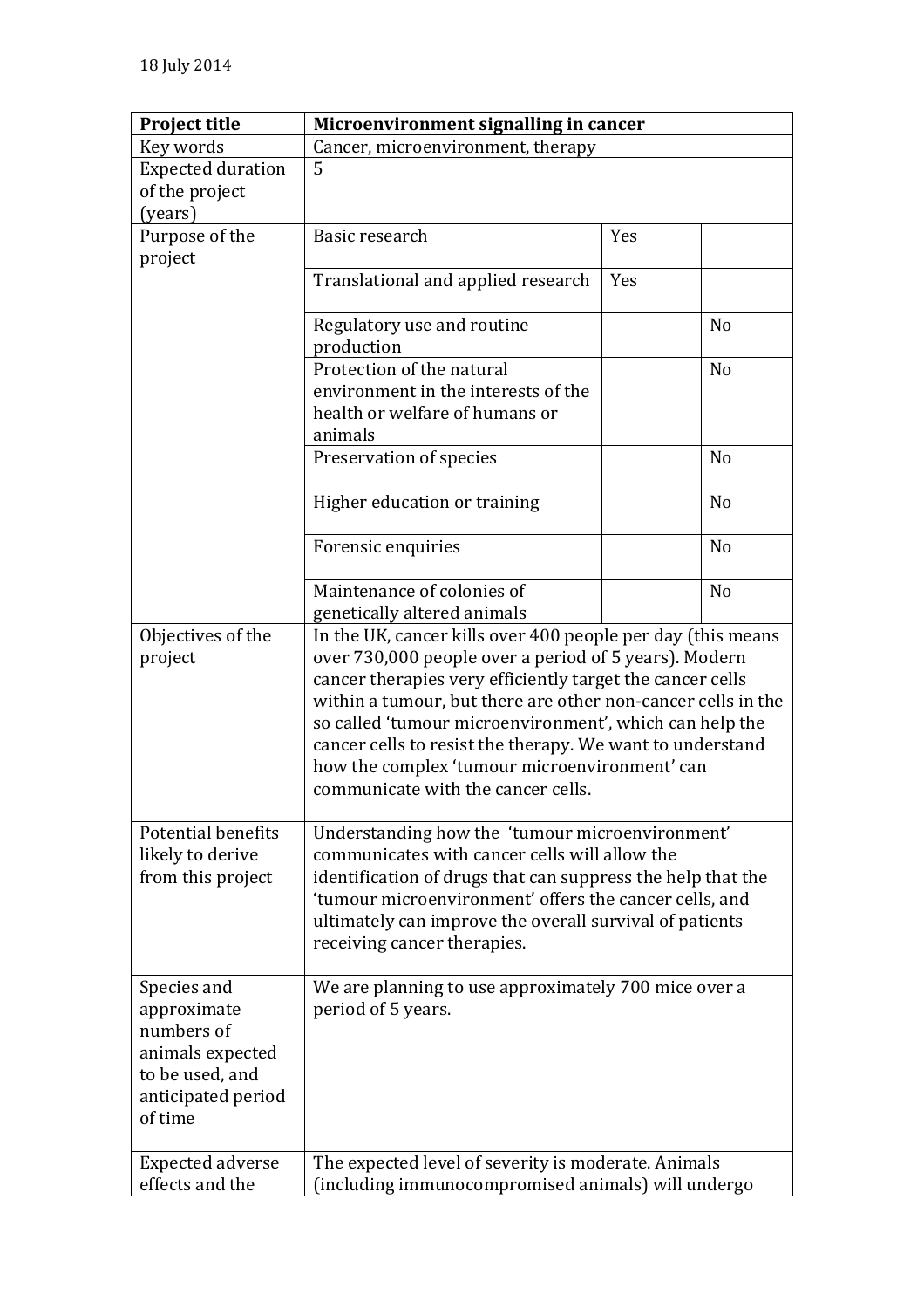18 July 2014

| **Project title** | **Microenvironment signalling in cancer** | | |
|---|---|---|---|
| Key words | Cancer, microenvironment, therapy | | |
| Expected duration of the project (years) | 5 | | |
| Purpose of the project | Basic research | Yes | |
| | Translational and applied research | Yes | |
| | Regulatory use and routine production | | No |
| | Protection of the natural environment in the interests of the health or welfare of humans or animals | | No |
| | Preservation of species | | No |
| | Higher education or training | | No |
| | Forensic enquiries | | No |
| | Maintenance of colonies of genetically altered animals | | No |
| Objectives of the project | In the UK, cancer kills over 400 people per day (this means over 730,000 people over a period of 5 years). Modern cancer therapies very efficiently target the cancer cells within a tumour, but there are other non-cancer cells in the so called 'tumour microenvironment', which can help the cancer cells to resist the therapy. We want to understand how the complex 'tumour microenvironment' can communicate with the cancer cells. | | |
| Potential benefits likely to derive from this project | Understanding how the 'tumour microenvironment' communicates with cancer cells will allow the identification of drugs that can suppress the help that the 'tumour microenvironment' offers the cancer cells, and ultimately can improve the overall survival of patients receiving cancer therapies. | | |
| Species and approximate numbers of animals expected to be used, and anticipated period of time | We are planning to use approximately 700 mice over a period of 5 years. | | |
| Expected adverse effects and the | The expected level of severity is moderate. Animals (including immunocompromised animals) will undergo | | |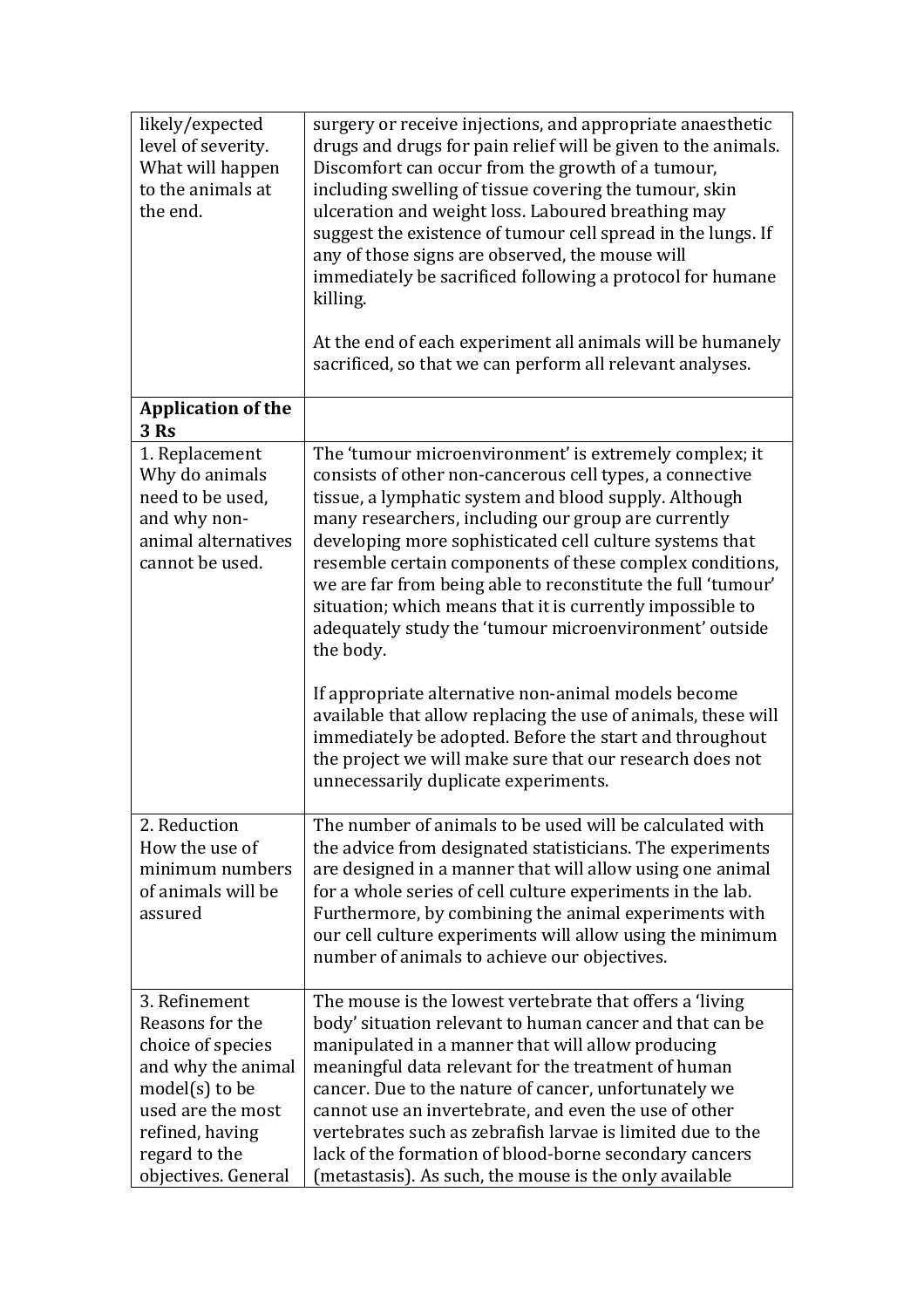| | |
|---|---|
| likely/expected level of severity. What will happen to the animals at the end. | surgery or receive injections, and appropriate anaesthetic drugs and drugs for pain relief will be given to the animals. Discomfort can occur from the growth of a tumour, including swelling of tissue covering the tumour, skin ulceration and weight loss. Laboured breathing may suggest the existence of tumour cell spread in the lungs. If any of those signs are observed, the mouse will immediately be sacrificed following a protocol for humane killing.<br><br>At the end of each experiment all animals will be humanely sacrificed, so that we can perform all relevant analyses. |
| **Application of the 3 Rs** | |
| 1. Replacement<br>Why do animals need to be used, and why non-animal alternatives cannot be used. | The 'tumour microenvironment' is extremely complex; it consists of other non-cancerous cell types, a connective tissue, a lymphatic system and blood supply. Although many researchers, including our group are currently developing more sophisticated cell culture systems that resemble certain components of these complex conditions, we are far from being able to reconstitute the full 'tumour' situation; which means that it is currently impossible to adequately study the 'tumour microenvironment' outside the body.<br><br>If appropriate alternative non-animal models become available that allow replacing the use of animals, these will immediately be adopted. Before the start and throughout the project we will make sure that our research does not unnecessarily duplicate experiments. |
| 2. Reduction<br>How the use of minimum numbers of animals will be assured | The number of animals to be used will be calculated with the advice from designated statisticians. The experiments are designed in a manner that will allow using one animal for a whole series of cell culture experiments in the lab. Furthermore, by combining the animal experiments with our cell culture experiments will allow using the minimum number of animals to achieve our objectives. |
| 3. Refinement<br>Reasons for the choice of species and why the animal model(s) to be used are the most refined, having regard to the objectives. General | The mouse is the lowest vertebrate that offers a 'living body' situation relevant to human cancer and that can be manipulated in a manner that will allow producing meaningful data relevant for the treatment of human cancer. Due to the nature of cancer, unfortunately we cannot use an invertebrate, and even the use of other vertebrates such as zebrafish larvae is limited due to the lack of the formation of blood-borne secondary cancers (metastasis). As such, the mouse is the only available |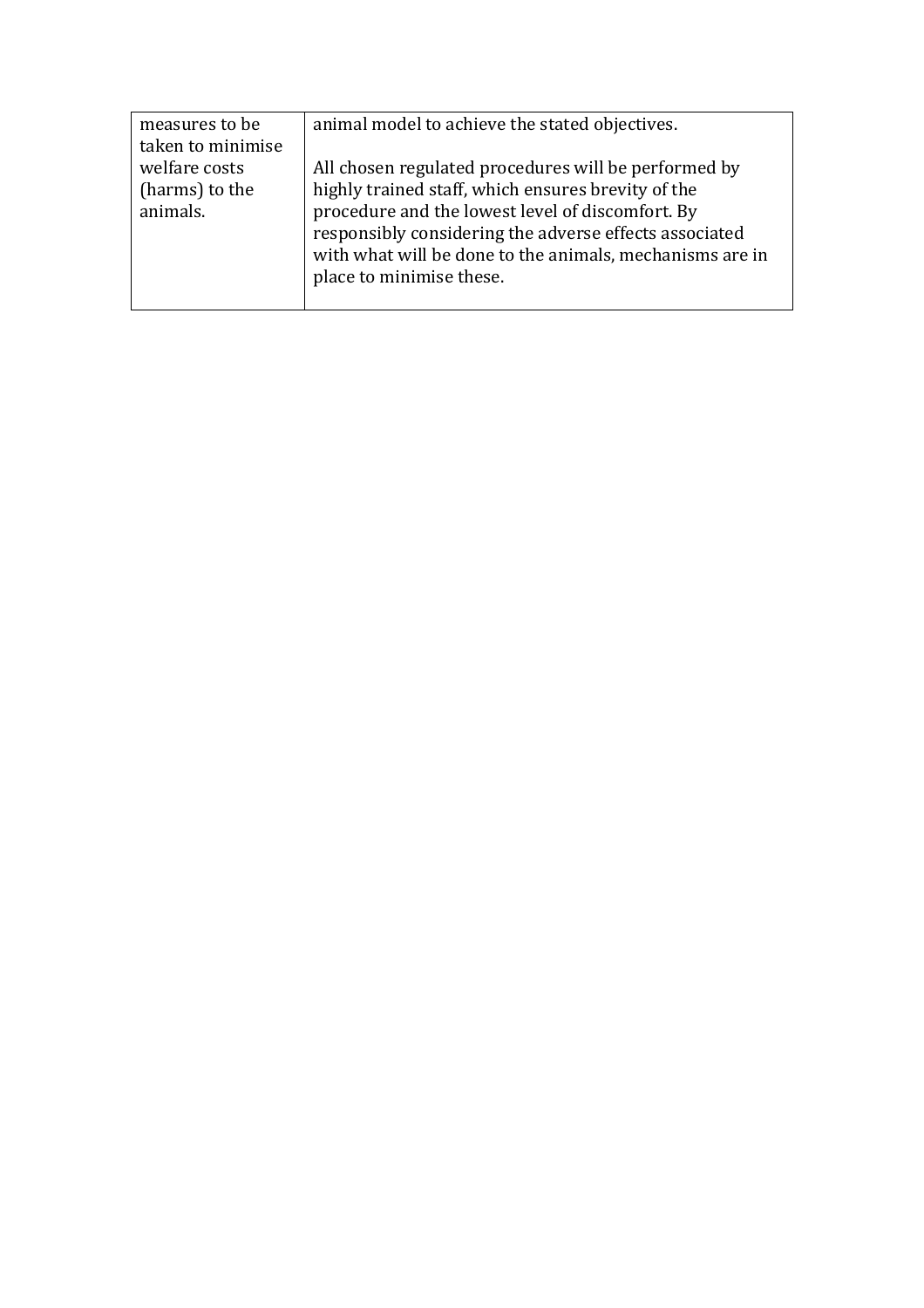| | |
|---|---|
| measures to be taken to minimise welfare costs (harms) to the animals. | animal model to achieve the stated objectives.<br><br>All chosen regulated procedures will be performed by highly trained staff, which ensures brevity of the procedure and the lowest level of discomfort. By responsibly considering the adverse effects associated with what will be done to the animals, mechanisms are in place to minimise these. |